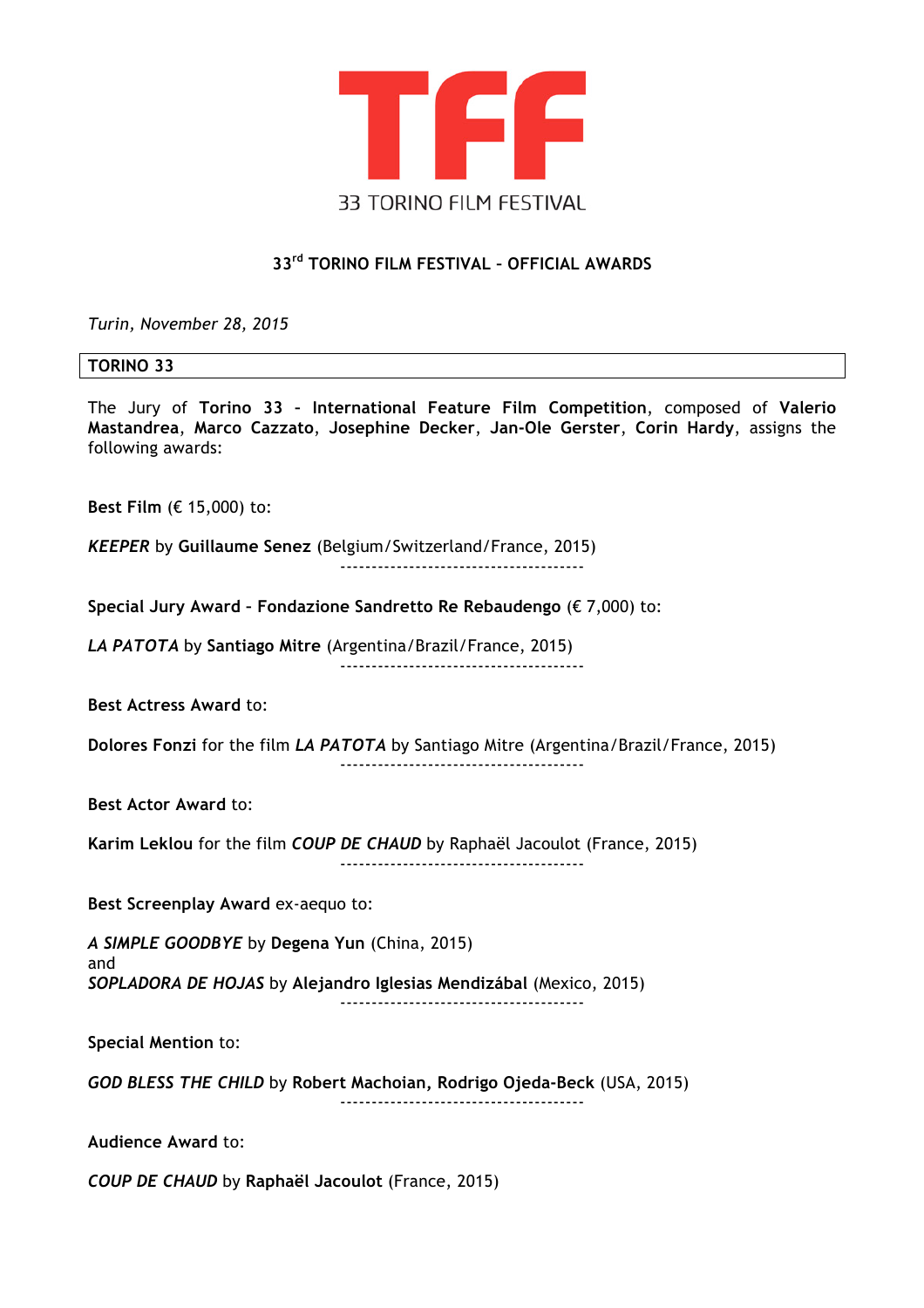# TFF

33 TORINO FILM FESTIVAL

## 33rd TORINO FILM FESTIVAL – OFFICIAL AWARDS

*Turin, November 28, 2015*

### TORINO 33

The Jury of **Torino 33 – International Feature Film Competition**, composed of **Valerio Mastandrea**, **Marco Cazzato**, **Josephine Decker**, **Jan-Ole Gerster**, **Corin Hardy**, assigns the following awards:

**Best Film** (€ 15,000) to:

***KEEPER*** by **Guillaume Senez** (Belgium/Switzerland/France, 2015)

--------------------------------------

**Special Jury Award – Fondazione Sandretto Re Rebaudengo** (€ 7,000) to:

***LA PATOTA*** by **Santiago Mitre** (Argentina/Brazil/France, 2015)

--------------------------------------

**Best Actress Award** to:

**Dolores Fonzi** for the film ***LA PATOTA*** by Santiago Mitre (Argentina/Brazil/France, 2015)

--------------------------------------

**Best Actor Award** to:

**Karim Leklou** for the film ***COUP DE CHAUD*** by Raphaël Jacoulot (France, 2015)

--------------------------------------

**Best Screenplay Award** ex-aequo to:

***A SIMPLE GOODBYE*** by **Degena Yun** (China, 2015)
and
***SOPLADORA DE HOJAS*** by **Alejandro Iglesias Mendizábal** (Mexico, 2015)

--------------------------------------

**Special Mention** to:

***GOD BLESS THE CHILD*** by **Robert Machoian, Rodrigo Ojeda-Beck** (USA, 2015)

--------------------------------------

**Audience Award** to:

***COUP DE CHAUD*** by **Raphaël Jacoulot** (France, 2015)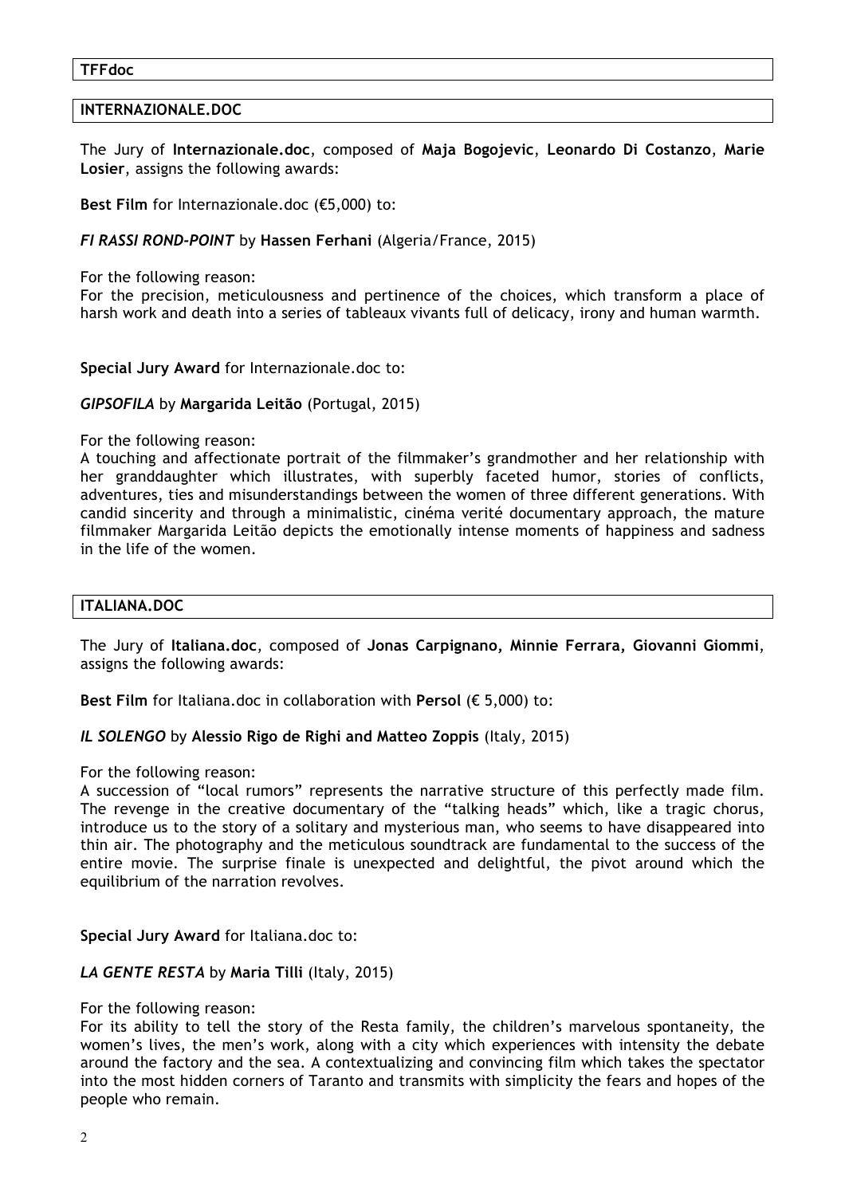## TFFdoc

### INTERNAZIONALE.DOC

The Jury of **Internazionale.doc**, composed of **Maja Bogojevic**, **Leonardo Di Costanzo**, **Marie Losier**, assigns the following awards:

**Best Film** for Internazionale.doc (€5,000) to:

***FI RASSI ROND-POINT*** by **Hassen Ferhani** (Algeria/France, 2015)

For the following reason:
For the precision, meticulousness and pertinence of the choices, which transform a place of harsh work and death into a series of tableaux vivants full of delicacy, irony and human warmth.

**Special Jury Award** for Internazionale.doc to:

***GIPSOFILA*** by **Margarida Leitão** (Portugal, 2015)

For the following reason:
A touching and affectionate portrait of the filmmaker's grandmother and her relationship with her granddaughter which illustrates, with superbly faceted humor, stories of conflicts, adventures, ties and misunderstandings between the women of three different generations. With candid sincerity and through a minimalistic, cinéma verité documentary approach, the mature filmmaker Margarida Leitão depicts the emotionally intense moments of happiness and sadness in the life of the women.

### ITALIANA.DOC

The Jury of **Italiana.doc**, composed of **Jonas Carpignano, Minnie Ferrara, Giovanni Giommi**, assigns the following awards:

**Best Film** for Italiana.doc in collaboration with **Persol** (€ 5,000) to:

***IL SOLENGO*** by **Alessio Rigo de Righi and Matteo Zoppis** (Italy, 2015)

For the following reason:
A succession of "local rumors" represents the narrative structure of this perfectly made film. The revenge in the creative documentary of the "talking heads" which, like a tragic chorus, introduce us to the story of a solitary and mysterious man, who seems to have disappeared into thin air. The photography and the meticulous soundtrack are fundamental to the success of the entire movie. The surprise finale is unexpected and delightful, the pivot around which the equilibrium of the narration revolves.

**Special Jury Award** for Italiana.doc to:

***LA GENTE RESTA*** by **Maria Tilli** (Italy, 2015)

For the following reason:
For its ability to tell the story of the Resta family, the children's marvelous spontaneity, the women's lives, the men's work, along with a city which experiences with intensity the debate around the factory and the sea. A contextualizing and convincing film which takes the spectator into the most hidden corners of Taranto and transmits with simplicity the fears and hopes of the people who remain.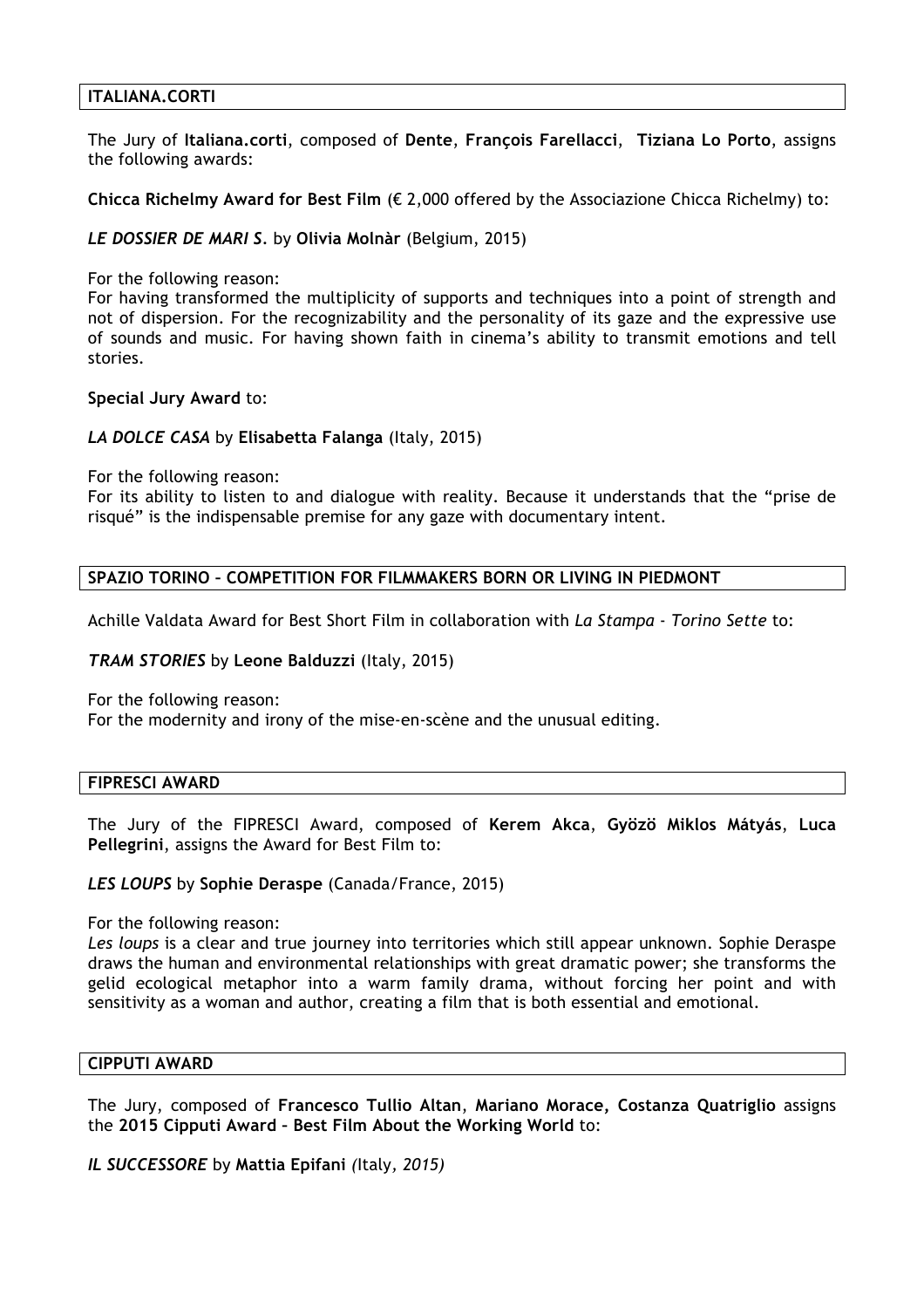## ITALIANA.CORTI

The Jury of **Italiana.corti**, composed of **Dente**, **François Farellacci**, **Tiziana Lo Porto**, assigns the following awards:

**Chicca Richelmy Award for Best Film** (€ 2,000 offered by the Associazione Chicca Richelmy) to:

***LE DOSSIER DE MARI S.*** by **Olivia Molnàr** (Belgium, 2015)

For the following reason:
For having transformed the multiplicity of supports and techniques into a point of strength and not of dispersion. For the recognizability and the personality of its gaze and the expressive use of sounds and music. For having shown faith in cinema's ability to transmit emotions and tell stories.

**Special Jury Award** to:

***LA DOLCE CASA*** by **Elisabetta Falanga** (Italy, 2015)

For the following reason:
For its ability to listen to and dialogue with reality. Because it understands that the "prise de risqué" is the indispensable premise for any gaze with documentary intent.

## SPAZIO TORINO – COMPETITION FOR FILMMAKERS BORN OR LIVING IN PIEDMONT

Achille Valdata Award for Best Short Film in collaboration with *La Stampa - Torino Sette* to:

***TRAM STORIES*** by **Leone Balduzzi** (Italy, 2015)

For the following reason:
For the modernity and irony of the mise-en-scène and the unusual editing.

## FIPRESCI AWARD

The Jury of the FIPRESCI Award, composed of **Kerem Akca**, **Gyözö Miklos Mátyás**, **Luca Pellegrini**, assigns the Award for Best Film to:

***LES LOUPS*** by **Sophie Deraspe** (Canada/France, 2015)

For the following reason:
*Les loups* is a clear and true journey into territories which still appear unknown. Sophie Deraspe draws the human and environmental relationships with great dramatic power; she transforms the gelid ecological metaphor into a warm family drama, without forcing her point and with sensitivity as a woman and author, creating a film that is both essential and emotional.

## CIPPUTI AWARD

The Jury, composed of **Francesco Tullio Altan**, **Mariano Morace, Costanza Quatriglio** assigns the **2015 Cipputi Award – Best Film About the Working World** to:

***IL SUCCESSORE*** by **Mattia Epifani** *(*Italy*, 2015)*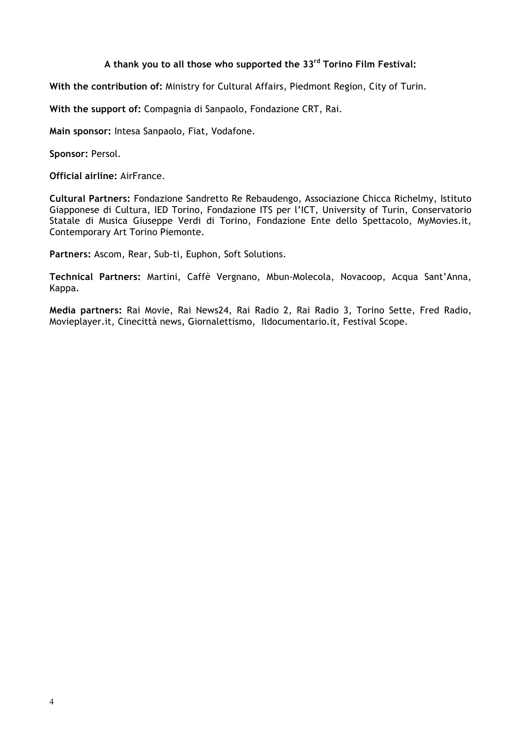### A thank you to all those who supported the 33rd Torino Film Festival:

**With the contribution of:** Ministry for Cultural Affairs, Piedmont Region, City of Turin.

**With the support of:** Compagnia di Sanpaolo, Fondazione CRT, Rai.

**Main sponsor:** Intesa Sanpaolo, Fiat, Vodafone.

**Sponsor:** Persol.

**Official airline:** AirFrance.

**Cultural Partners:** Fondazione Sandretto Re Rebaudengo, Associazione Chicca Richelmy, Istituto Giapponese di Cultura, IED Torino, Fondazione ITS per l'ICT, University of Turin, Conservatorio Statale di Musica Giuseppe Verdi di Torino, Fondazione Ente dello Spettacolo, MyMovies.it, Contemporary Art Torino Piemonte.

**Partners:** Ascom, Rear, Sub-ti, Euphon, Soft Solutions.

**Technical Partners:** Martini, Caffè Vergnano, Mbun-Molecola, Novacoop, Acqua Sant'Anna, Kappa.

**Media partners:** Rai Movie, Rai News24, Rai Radio 2, Rai Radio 3, Torino Sette, Fred Radio, Movieplayer.it, Cinecittà news, Giornalettismo, Ildocumentario.it, Festival Scope.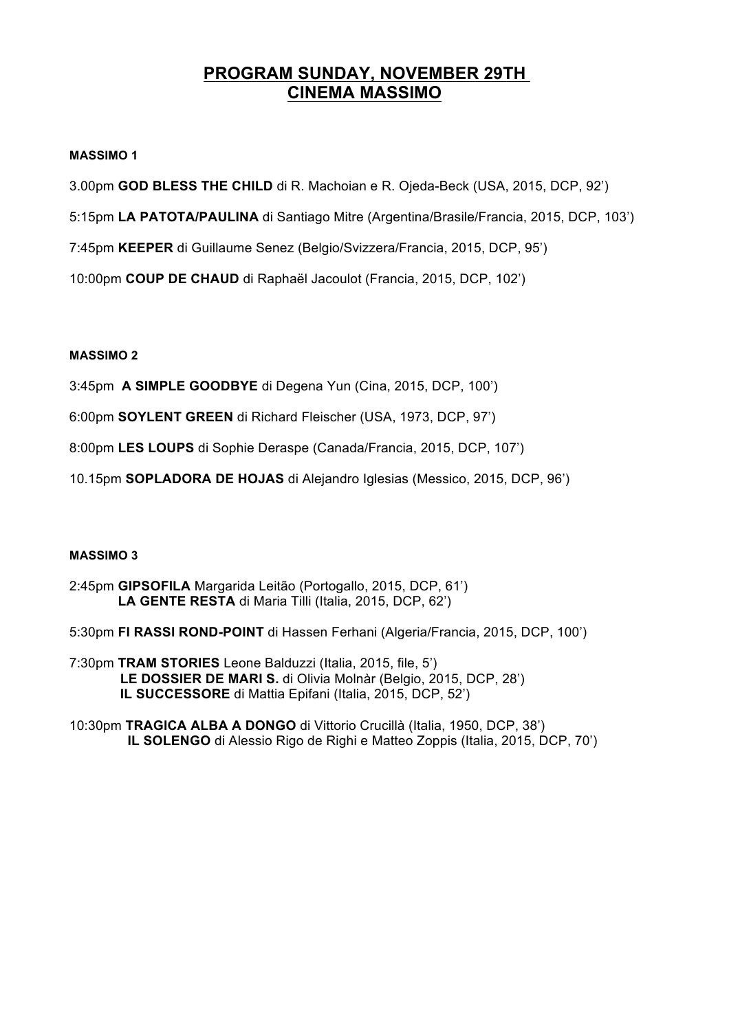# PROGRAM SUNDAY, NOVEMBER 29TH
# CINEMA MASSIMO

### MASSIMO 1

3.00pm **GOD BLESS THE CHILD** di R. Machoian e R. Ojeda-Beck (USA, 2015, DCP, 92')

5:15pm **LA PATOTA/PAULINA** di Santiago Mitre (Argentina/Brasile/Francia, 2015, DCP, 103')

7:45pm **KEEPER** di Guillaume Senez (Belgio/Svizzera/Francia, 2015, DCP, 95')

10:00pm **COUP DE CHAUD** di Raphaël Jacoulot (Francia, 2015, DCP, 102')

### MASSIMO 2

3:45pm **A SIMPLE GOODBYE** di Degena Yun (Cina, 2015, DCP, 100')

6:00pm **SOYLENT GREEN** di Richard Fleischer (USA, 1973, DCP, 97')

8:00pm **LES LOUPS** di Sophie Deraspe (Canada/Francia, 2015, DCP, 107')

10.15pm **SOPLADORA DE HOJAS** di Alejandro Iglesias (Messico, 2015, DCP, 96')

### MASSIMO 3

2:45pm **GIPSOFILA** Margarida Leitão (Portogallo, 2015, DCP, 61')
**LA GENTE RESTA** di Maria Tilli (Italia, 2015, DCP, 62')

5:30pm **FI RASSI ROND-POINT** di Hassen Ferhani (Algeria/Francia, 2015, DCP, 100')

7:30pm **TRAM STORIES** Leone Balduzzi (Italia, 2015, file, 5')
**LE DOSSIER DE MARI S.** di Olivia Molnàr (Belgio, 2015, DCP, 28')
**IL SUCCESSORE** di Mattia Epifani (Italia, 2015, DCP, 52')

10:30pm **TRAGICA ALBA A DONGO** di Vittorio Crucillà (Italia, 1950, DCP, 38')
**IL SOLENGO** di Alessio Rigo de Righi e Matteo Zoppis (Italia, 2015, DCP, 70')